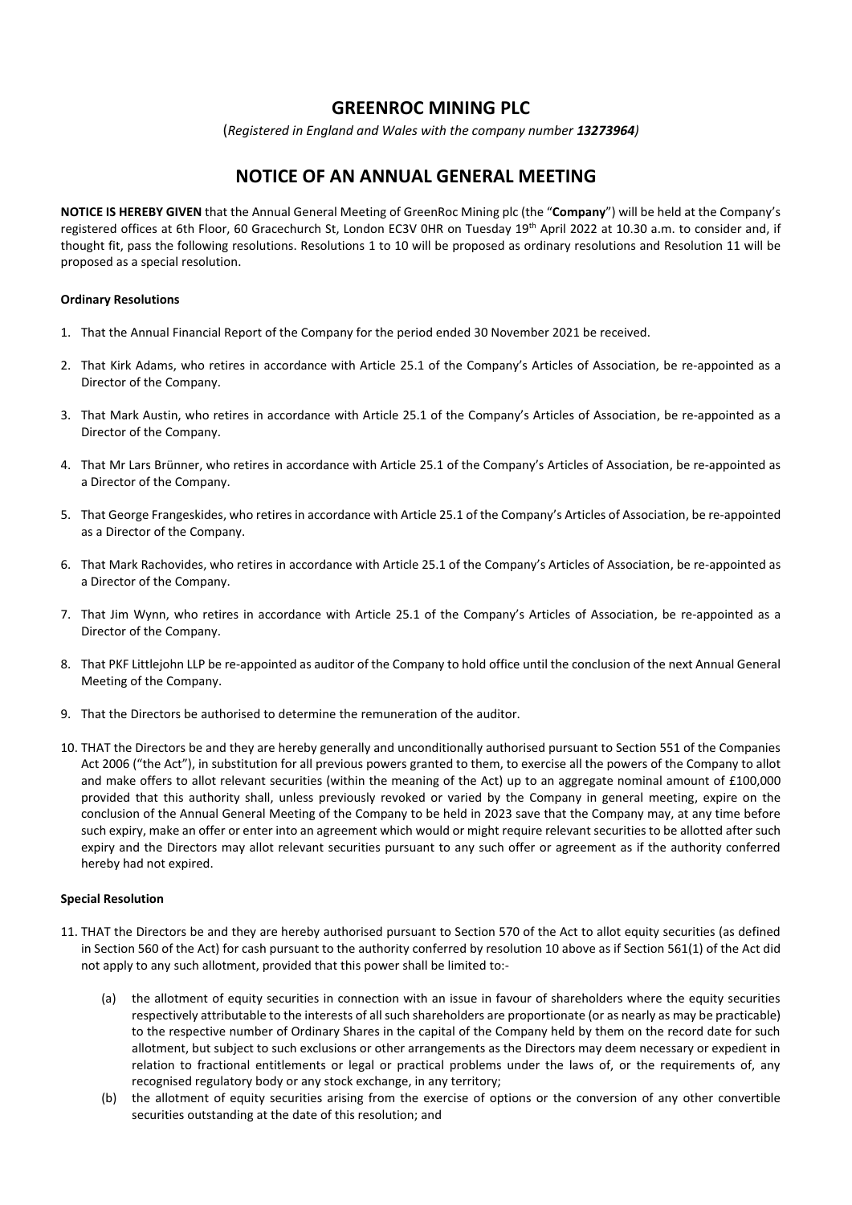# GREENROC MINING PLC

(*Registered in England and Wales with the company number* ***13273964***)

# NOTICE OF AN ANNUAL GENERAL MEETING

**NOTICE IS HEREBY GIVEN** that the Annual General Meeting of GreenRoc Mining plc (the "**Company**") will be held at the Company's registered offices at 6th Floor, 60 Gracechurch St, London EC3V 0HR on Tuesday 19th April 2022 at 10.30 a.m. to consider and, if thought fit, pass the following resolutions. Resolutions 1 to 10 will be proposed as ordinary resolutions and Resolution 11 will be proposed as a special resolution.

**Ordinary Resolutions**

1. That the Annual Financial Report of the Company for the period ended 30 November 2021 be received.
2. That Kirk Adams, who retires in accordance with Article 25.1 of the Company's Articles of Association, be re-appointed as a Director of the Company.
3. That Mark Austin, who retires in accordance with Article 25.1 of the Company's Articles of Association, be re-appointed as a Director of the Company.
4. That Mr Lars Brünner, who retires in accordance with Article 25.1 of the Company's Articles of Association, be re-appointed as a Director of the Company.
5. That George Frangeskides, who retires in accordance with Article 25.1 of the Company's Articles of Association, be re-appointed as a Director of the Company.
6. That Mark Rachovides, who retires in accordance with Article 25.1 of the Company's Articles of Association, be re-appointed as a Director of the Company.
7. That Jim Wynn, who retires in accordance with Article 25.1 of the Company's Articles of Association, be re-appointed as a Director of the Company.
8. That PKF Littlejohn LLP be re-appointed as auditor of the Company to hold office until the conclusion of the next Annual General Meeting of the Company.
9. That the Directors be authorised to determine the remuneration of the auditor.
10. THAT the Directors be and they are hereby generally and unconditionally authorised pursuant to Section 551 of the Companies Act 2006 ("the Act"), in substitution for all previous powers granted to them, to exercise all the powers of the Company to allot and make offers to allot relevant securities (within the meaning of the Act) up to an aggregate nominal amount of £100,000 provided that this authority shall, unless previously revoked or varied by the Company in general meeting, expire on the conclusion of the Annual General Meeting of the Company to be held in 2023 save that the Company may, at any time before such expiry, make an offer or enter into an agreement which would or might require relevant securities to be allotted after such expiry and the Directors may allot relevant securities pursuant to any such offer or agreement as if the authority conferred hereby had not expired.

**Special Resolution**

11. THAT the Directors be and they are hereby authorised pursuant to Section 570 of the Act to allot equity securities (as defined in Section 560 of the Act) for cash pursuant to the authority conferred by resolution 10 above as if Section 561(1) of the Act did not apply to any such allotment, provided that this power shall be limited to:-
    (a) the allotment of equity securities in connection with an issue in favour of shareholders where the equity securities respectively attributable to the interests of all such shareholders are proportionate (or as nearly as may be practicable) to the respective number of Ordinary Shares in the capital of the Company held by them on the record date for such allotment, but subject to such exclusions or other arrangements as the Directors may deem necessary or expedient in relation to fractional entitlements or legal or practical problems under the laws of, or the requirements of, any recognised regulatory body or any stock exchange, in any territory;
    (b) the allotment of equity securities arising from the exercise of options or the conversion of any other convertible securities outstanding at the date of this resolution; and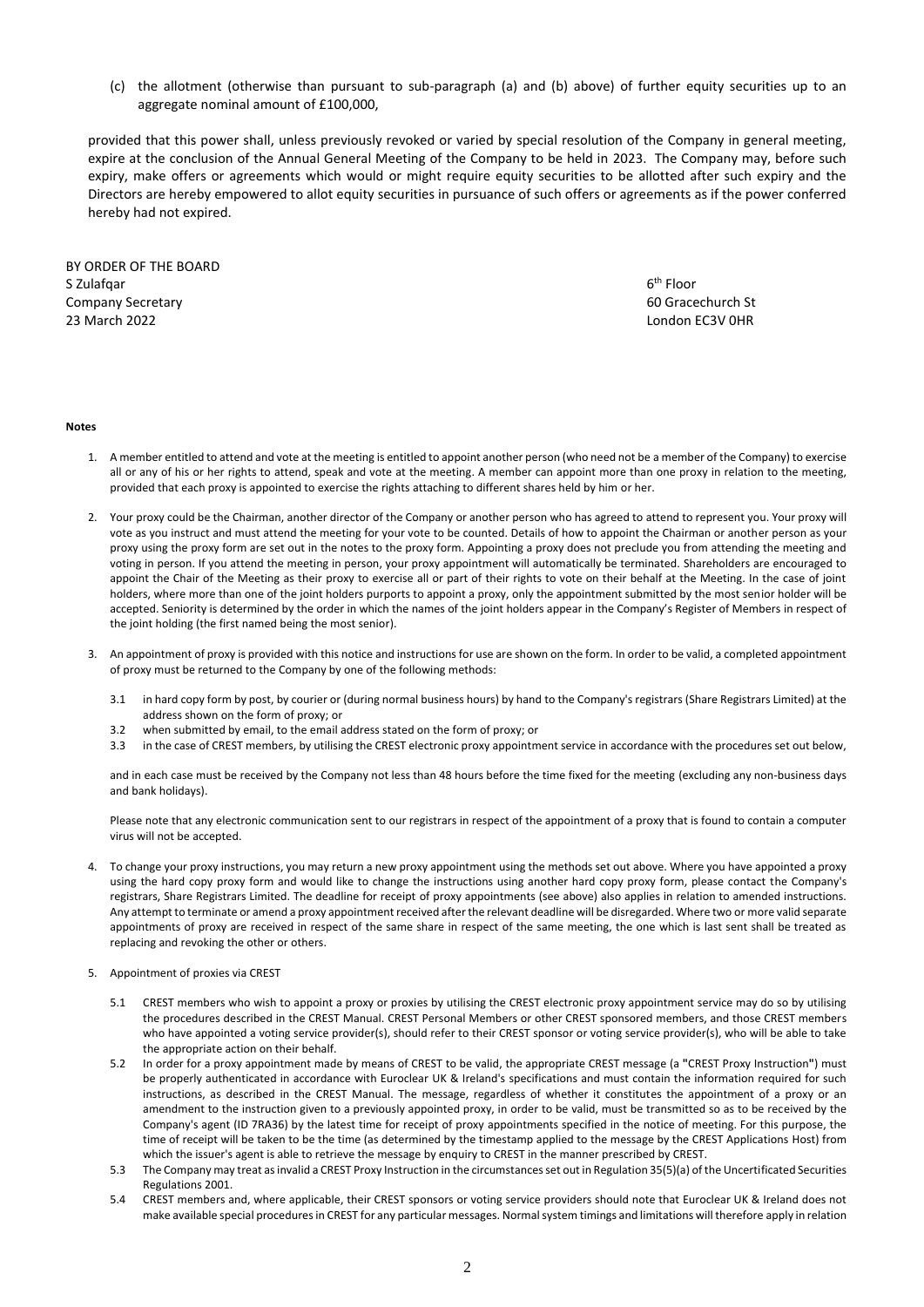(c) the allotment (otherwise than pursuant to sub-paragraph (a) and (b) above) of further equity securities up to an aggregate nominal amount of £100,000,

provided that this power shall, unless previously revoked or varied by special resolution of the Company in general meeting, expire at the conclusion of the Annual General Meeting of the Company to be held in 2023. The Company may, before such expiry, make offers or agreements which would or might require equity securities to be allotted after such expiry and the Directors are hereby empowered to allot equity securities in pursuance of such offers or agreements as if the power conferred hereby had not expired.

BY ORDER OF THE BOARD
S Zulafqar
Company Secretary
23 March 2022

6th Floor
60 Gracechurch St
London EC3V 0HR

**Notes**

1. A member entitled to attend and vote at the meeting is entitled to appoint another person (who need not be a member of the Company) to exercise all or any of his or her rights to attend, speak and vote at the meeting. A member can appoint more than one proxy in relation to the meeting, provided that each proxy is appointed to exercise the rights attaching to different shares held by him or her.

2. Your proxy could be the Chairman, another director of the Company or another person who has agreed to attend to represent you. Your proxy will vote as you instruct and must attend the meeting for your vote to be counted. Details of how to appoint the Chairman or another person as your proxy using the proxy form are set out in the notes to the proxy form. Appointing a proxy does not preclude you from attending the meeting and voting in person. If you attend the meeting in person, your proxy appointment will automatically be terminated. Shareholders are encouraged to appoint the Chair of the Meeting as their proxy to exercise all or part of their rights to vote on their behalf at the Meeting. In the case of joint holders, where more than one of the joint holders purports to appoint a proxy, only the appointment submitted by the most senior holder will be accepted. Seniority is determined by the order in which the names of the joint holders appear in the Company's Register of Members in respect of the joint holding (the first named being the most senior).

3. An appointment of proxy is provided with this notice and instructions for use are shown on the form. In order to be valid, a completed appointment of proxy must be returned to the Company by one of the following methods:

   3.1 in hard copy form by post, by courier or (during normal business hours) by hand to the Company's registrars (Share Registrars Limited) at the address shown on the form of proxy; or
   3.2 when submitted by email, to the email address stated on the form of proxy; or
   3.3 in the case of CREST members, by utilising the CREST electronic proxy appointment service in accordance with the procedures set out below,

   and in each case must be received by the Company not less than 48 hours before the time fixed for the meeting (excluding any non-business days and bank holidays).

   Please note that any electronic communication sent to our registrars in respect of the appointment of a proxy that is found to contain a computer virus will not be accepted.

4. To change your proxy instructions, you may return a new proxy appointment using the methods set out above. Where you have appointed a proxy using the hard copy proxy form and would like to change the instructions using another hard copy proxy form, please contact the Company's registrars, Share Registrars Limited. The deadline for receipt of proxy appointments (see above) also applies in relation to amended instructions. Any attempt to terminate or amend a proxy appointment received after the relevant deadline will be disregarded. Where two or more valid separate appointments of proxy are received in respect of the same share in respect of the same meeting, the one which is last sent shall be treated as replacing and revoking the other or others.

5. Appointment of proxies via CREST

   5.1 CREST members who wish to appoint a proxy or proxies by utilising the CREST electronic proxy appointment service may do so by utilising the procedures described in the CREST Manual. CREST Personal Members or other CREST sponsored members, and those CREST members who have appointed a voting service provider(s), should refer to their CREST sponsor or voting service provider(s), who will be able to take the appropriate action on their behalf.
   5.2 In order for a proxy appointment made by means of CREST to be valid, the appropriate CREST message (a "CREST Proxy Instruction") must be properly authenticated in accordance with Euroclear UK & Ireland's specifications and must contain the information required for such instructions, as described in the CREST Manual. The message, regardless of whether it constitutes the appointment of a proxy or an amendment to the instruction given to a previously appointed proxy, in order to be valid, must be transmitted so as to be received by the Company's agent (ID 7RA36) by the latest time for receipt of proxy appointments specified in the notice of meeting. For this purpose, the time of receipt will be taken to be the time (as determined by the timestamp applied to the message by the CREST Applications Host) from which the issuer's agent is able to retrieve the message by enquiry to CREST in the manner prescribed by CREST.
   5.3 The Company may treat as invalid a CREST Proxy Instruction in the circumstances set out in Regulation 35(5)(a) of the Uncertificated Securities Regulations 2001.
   5.4 CREST members and, where applicable, their CREST sponsors or voting service providers should note that Euroclear UK & Ireland does not make available special procedures in CREST for any particular messages. Normal system timings and limitations will therefore apply in relation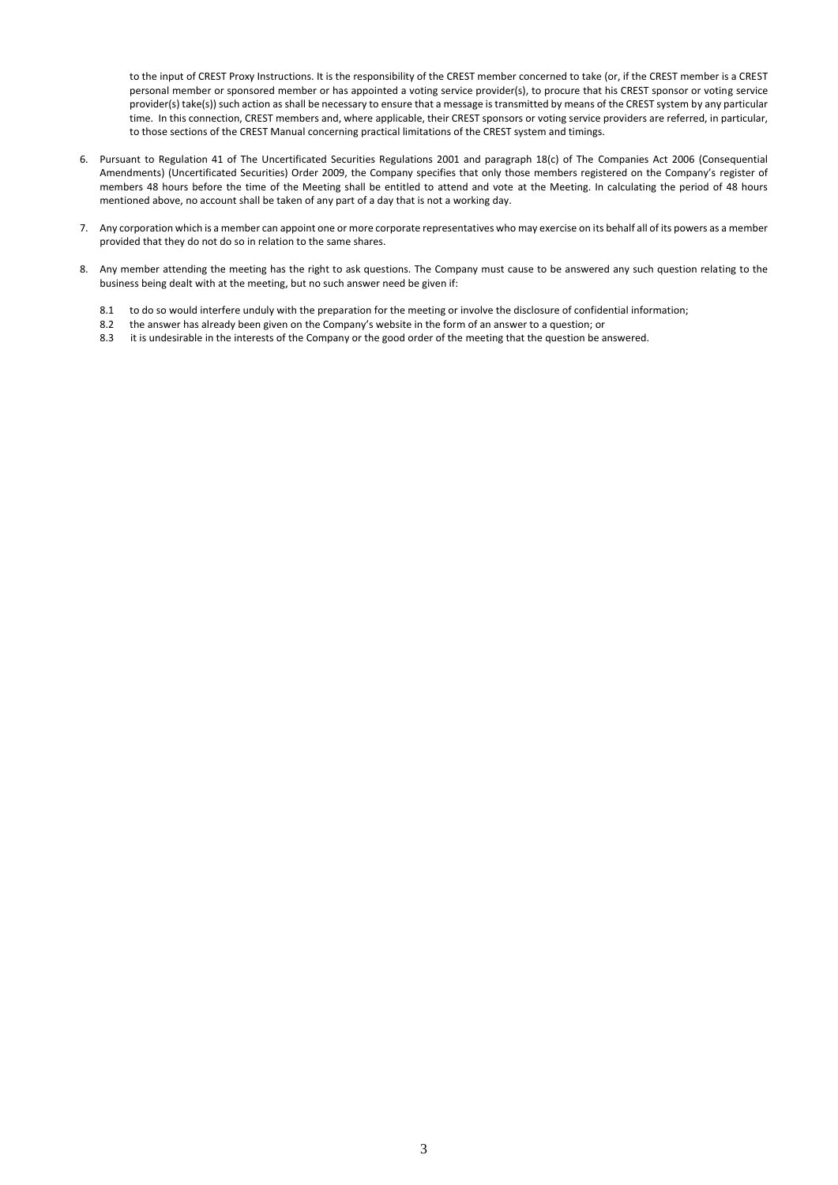to the input of CREST Proxy Instructions. It is the responsibility of the CREST member concerned to take (or, if the CREST member is a CREST personal member or sponsored member or has appointed a voting service provider(s), to procure that his CREST sponsor or voting service provider(s) take(s)) such action as shall be necessary to ensure that a message is transmitted by means of the CREST system by any particular time. In this connection, CREST members and, where applicable, their CREST sponsors or voting service providers are referred, in particular, to those sections of the CREST Manual concerning practical limitations of the CREST system and timings.

6. Pursuant to Regulation 41 of The Uncertificated Securities Regulations 2001 and paragraph 18(c) of The Companies Act 2006 (Consequential Amendments) (Uncertificated Securities) Order 2009, the Company specifies that only those members registered on the Company's register of members 48 hours before the time of the Meeting shall be entitled to attend and vote at the Meeting. In calculating the period of 48 hours mentioned above, no account shall be taken of any part of a day that is not a working day.

7. Any corporation which is a member can appoint one or more corporate representatives who may exercise on its behalf all of its powers as a member provided that they do not do so in relation to the same shares.

8. Any member attending the meeting has the right to ask questions. The Company must cause to be answered any such question relating to the business being dealt with at the meeting, but no such answer need be given if:

   8.1 to do so would interfere unduly with the preparation for the meeting or involve the disclosure of confidential information;
   8.2 the answer has already been given on the Company's website in the form of an answer to a question; or
   8.3 it is undesirable in the interests of the Company or the good order of the meeting that the question be answered.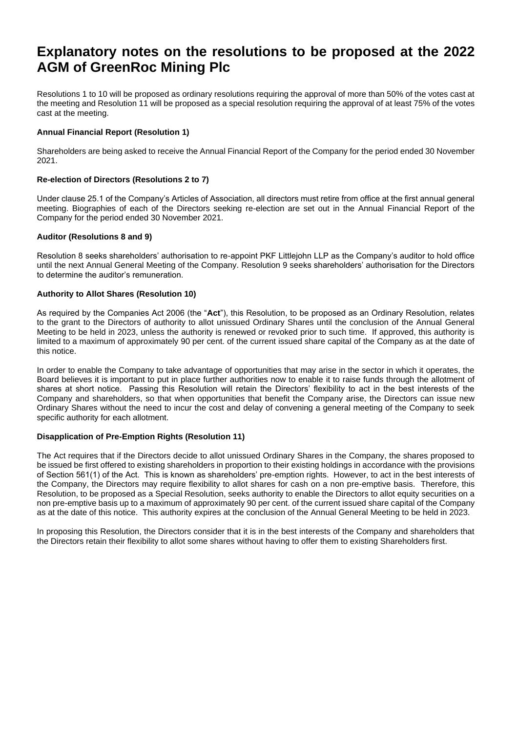# Explanatory notes on the resolutions to be proposed at the 2022 AGM of GreenRoc Mining Plc

Resolutions 1 to 10 will be proposed as ordinary resolutions requiring the approval of more than 50% of the votes cast at the meeting and Resolution 11 will be proposed as a special resolution requiring the approval of at least 75% of the votes cast at the meeting.

**Annual Financial Report (Resolution 1)**

Shareholders are being asked to receive the Annual Financial Report of the Company for the period ended 30 November 2021.

**Re-election of Directors (Resolutions 2 to 7)**

Under clause 25.1 of the Company's Articles of Association, all directors must retire from office at the first annual general meeting. Biographies of each of the Directors seeking re-election are set out in the Annual Financial Report of the Company for the period ended 30 November 2021.

**Auditor (Resolutions 8 and 9)**

Resolution 8 seeks shareholders' authorisation to re-appoint PKF Littlejohn LLP as the Company's auditor to hold office until the next Annual General Meeting of the Company. Resolution 9 seeks shareholders' authorisation for the Directors to determine the auditor's remuneration.

**Authority to Allot Shares (Resolution 10)**

As required by the Companies Act 2006 (the "**Act**"), this Resolution, to be proposed as an Ordinary Resolution, relates to the grant to the Directors of authority to allot unissued Ordinary Shares until the conclusion of the Annual General Meeting to be held in 2023, unless the authority is renewed or revoked prior to such time. If approved, this authority is limited to a maximum of approximately 90 per cent. of the current issued share capital of the Company as at the date of this notice.

In order to enable the Company to take advantage of opportunities that may arise in the sector in which it operates, the Board believes it is important to put in place further authorities now to enable it to raise funds through the allotment of shares at short notice. Passing this Resolution will retain the Directors' flexibility to act in the best interests of the Company and shareholders, so that when opportunities that benefit the Company arise, the Directors can issue new Ordinary Shares without the need to incur the cost and delay of convening a general meeting of the Company to seek specific authority for each allotment.

**Disapplication of Pre-Emption Rights (Resolution 11)**

The Act requires that if the Directors decide to allot unissued Ordinary Shares in the Company, the shares proposed to be issued be first offered to existing shareholders in proportion to their existing holdings in accordance with the provisions of Section 561(1) of the Act. This is known as shareholders' pre-emption rights. However, to act in the best interests of the Company, the Directors may require flexibility to allot shares for cash on a non pre-emptive basis. Therefore, this Resolution, to be proposed as a Special Resolution, seeks authority to enable the Directors to allot equity securities on a non pre-emptive basis up to a maximum of approximately 90 per cent. of the current issued share capital of the Company as at the date of this notice. This authority expires at the conclusion of the Annual General Meeting to be held in 2023.

In proposing this Resolution, the Directors consider that it is in the best interests of the Company and shareholders that the Directors retain their flexibility to allot some shares without having to offer them to existing Shareholders first.